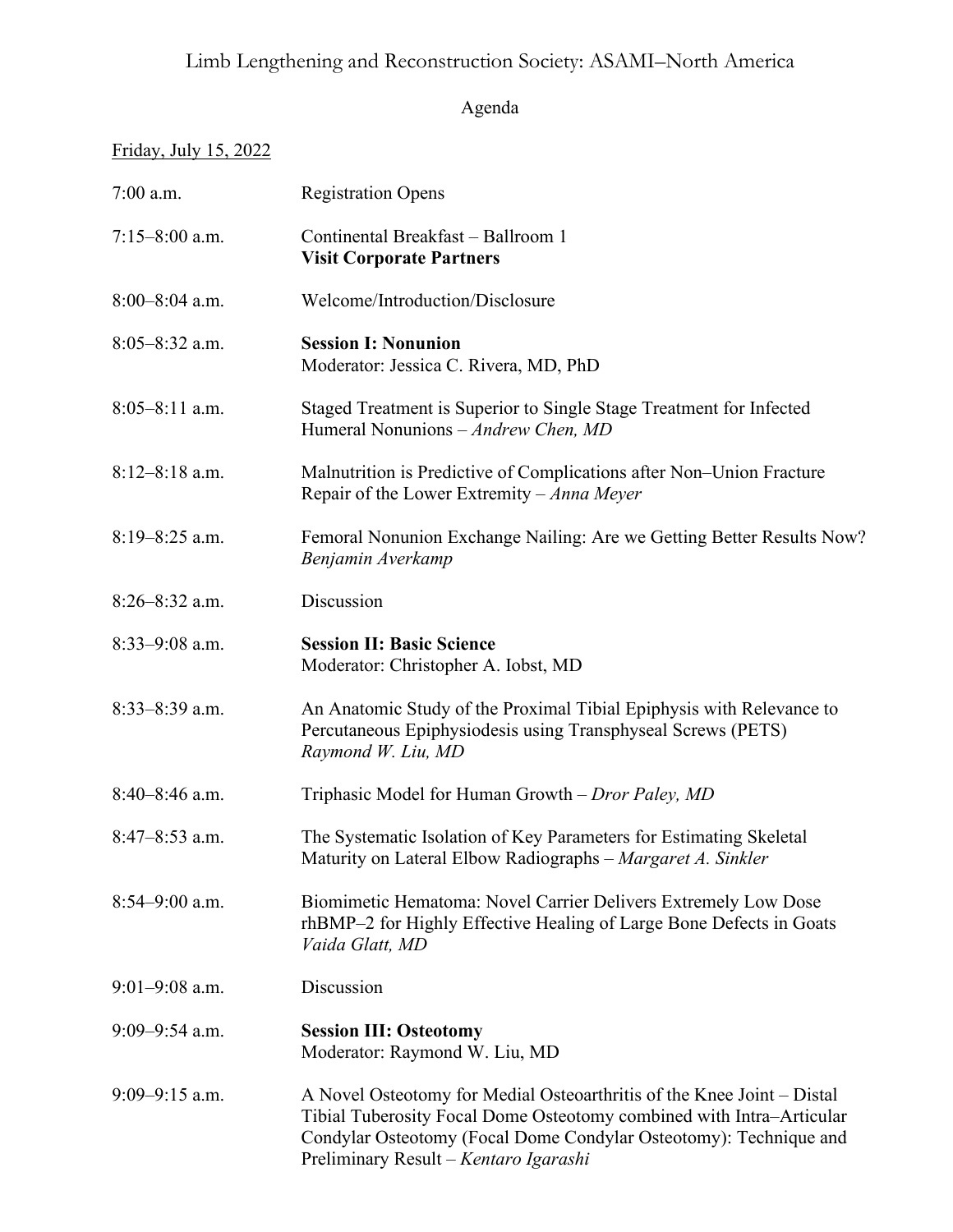# Limb Lengthening and Reconstruction Society: ASAMI–North America

## Agenda

<u>Friday, July 15, 2022</u>

| | |
|---|---|
| 7:00 a.m. | Registration Opens |
| 7:15–8:00 a.m. | Continental Breakfast – Ballroom 1<br>**Visit Corporate Partners** |
| 8:00–8:04 a.m. | Welcome/Introduction/Disclosure |
| 8:05–8:32 a.m. | **Session I: Nonunion**<br>Moderator: Jessica C. Rivera, MD, PhD |
| 8:05–8:11 a.m. | Staged Treatment is Superior to Single Stage Treatment for Infected Humeral Nonunions – *Andrew Chen, MD* |
| 8:12–8:18 a.m. | Malnutrition is Predictive of Complications after Non–Union Fracture Repair of the Lower Extremity – *Anna Meyer* |
| 8:19–8:25 a.m. | Femoral Nonunion Exchange Nailing: Are we Getting Better Results Now?<br>*Benjamin Averkamp* |
| 8:26–8:32 a.m. | Discussion |
| 8:33–9:08 a.m. | **Session II: Basic Science**<br>Moderator: Christopher A. Iobst, MD |
| 8:33–8:39 a.m. | An Anatomic Study of the Proximal Tibial Epiphysis with Relevance to Percutaneous Epiphysiodesis using Transphyseal Screws (PETS)<br>*Raymond W. Liu, MD* |
| 8:40–8:46 a.m. | Triphasic Model for Human Growth – *Dror Paley, MD* |
| 8:47–8:53 a.m. | The Systematic Isolation of Key Parameters for Estimating Skeletal Maturity on Lateral Elbow Radiographs – *Margaret A. Sinkler* |
| 8:54–9:00 a.m. | Biomimetic Hematoma: Novel Carrier Delivers Extremely Low Dose rhBMP–2 for Highly Effective Healing of Large Bone Defects in Goats<br>*Vaida Glatt, MD* |
| 9:01–9:08 a.m. | Discussion |
| 9:09–9:54 a.m. | **Session III: Osteotomy**<br>Moderator: Raymond W. Liu, MD |
| 9:09–9:15 a.m. | A Novel Osteotomy for Medial Osteoarthritis of the Knee Joint – Distal Tibial Tuberosity Focal Dome Osteotomy combined with Intra–Articular Condylar Osteotomy (Focal Dome Condylar Osteotomy): Technique and Preliminary Result – *Kentaro Igarashi* |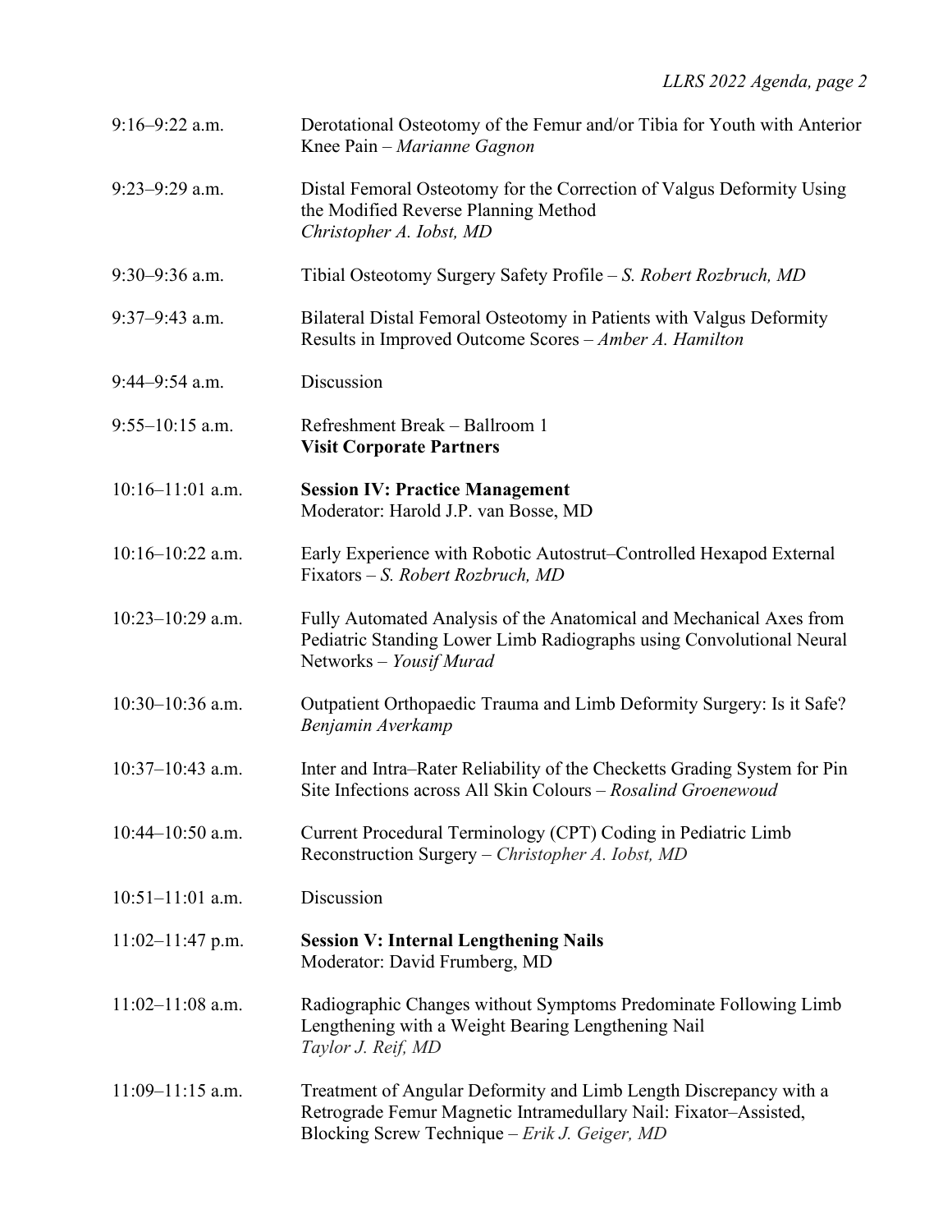| | |
|---|---|
| 9:16–9:22 a.m. | Derotational Osteotomy of the Femur and/or Tibia for Youth with Anterior Knee Pain – *Marianne Gagnon* |
| 9:23–9:29 a.m. | Distal Femoral Osteotomy for the Correction of Valgus Deformity Using the Modified Reverse Planning Method *Christopher A. Iobst, MD* |
| 9:30–9:36 a.m. | Tibial Osteotomy Surgery Safety Profile – *S. Robert Rozbruch, MD* |
| 9:37–9:43 a.m. | Bilateral Distal Femoral Osteotomy in Patients with Valgus Deformity Results in Improved Outcome Scores – *Amber A. Hamilton* |
| 9:44–9:54 a.m. | Discussion |
| 9:55–10:15 a.m. | Refreshment Break – Ballroom 1 **Visit Corporate Partners** |
| 10:16–11:01 a.m. | **Session IV: Practice Management** Moderator: Harold J.P. van Bosse, MD |
| 10:16–10:22 a.m. | Early Experience with Robotic Autostrut–Controlled Hexapod External Fixators – *S. Robert Rozbruch, MD* |
| 10:23–10:29 a.m. | Fully Automated Analysis of the Anatomical and Mechanical Axes from Pediatric Standing Lower Limb Radiographs using Convolutional Neural Networks – *Yousif Murad* |
| 10:30–10:36 a.m. | Outpatient Orthopaedic Trauma and Limb Deformity Surgery: Is it Safe? *Benjamin Averkamp* |
| 10:37–10:43 a.m. | Inter and Intra–Rater Reliability of the Checketts Grading System for Pin Site Infections across All Skin Colours – *Rosalind Groenewoud* |
| 10:44–10:50 a.m. | Current Procedural Terminology (CPT) Coding in Pediatric Limb Reconstruction Surgery – *Christopher A. Iobst, MD* |
| 10:51–11:01 a.m. | Discussion |
| 11:02–11:47 p.m. | **Session V: Internal Lengthening Nails** Moderator: David Frumberg, MD |
| 11:02–11:08 a.m. | Radiographic Changes without Symptoms Predominate Following Limb Lengthening with a Weight Bearing Lengthening Nail *Taylor J. Reif, MD* |
| 11:09–11:15 a.m. | Treatment of Angular Deformity and Limb Length Discrepancy with a Retrograde Femur Magnetic Intramedullary Nail: Fixator–Assisted, Blocking Screw Technique – *Erik J. Geiger, MD* |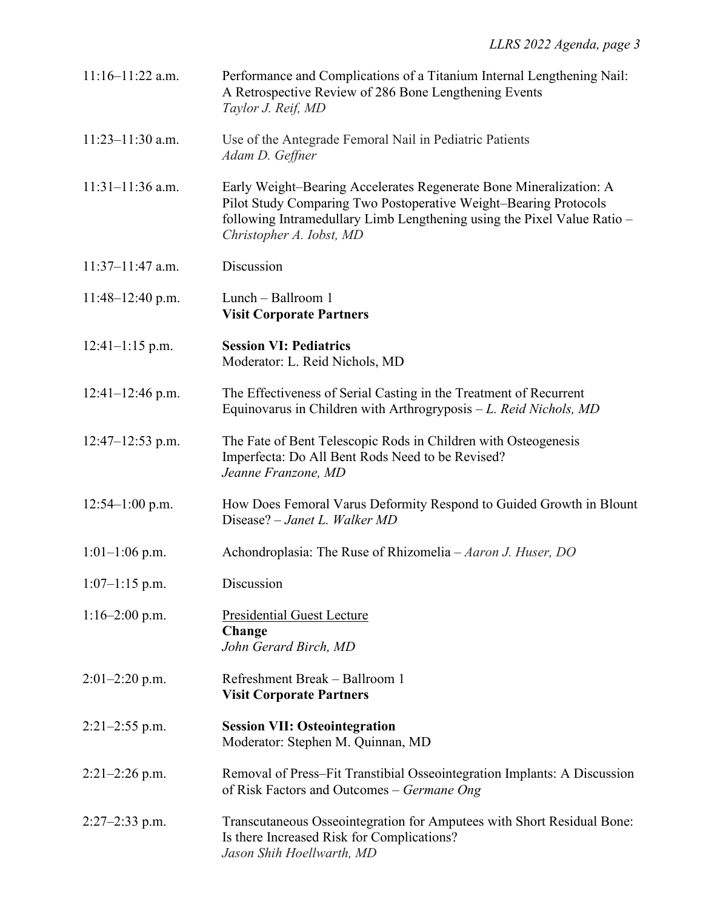| | |
|---|---|
| 11:16–11:22 a.m. | Performance and Complications of a Titanium Internal Lengthening Nail: A Retrospective Review of 286 Bone Lengthening Events<br>*Taylor J. Reif, MD* |
| 11:23–11:30 a.m. | Use of the Antegrade Femoral Nail in Pediatric Patients<br>*Adam D. Geffner* |
| 11:31–11:36 a.m. | Early Weight–Bearing Accelerates Regenerate Bone Mineralization: A Pilot Study Comparing Two Postoperative Weight–Bearing Protocols following Intramedullary Limb Lengthening using the Pixel Value Ratio – *Christopher A. Iobst, MD* |
| 11:37–11:47 a.m. | Discussion |
| 11:48–12:40 p.m. | Lunch – Ballroom 1<br>**Visit Corporate Partners** |
| 12:41–1:15 p.m. | **Session VI: Pediatrics**<br>Moderator: L. Reid Nichols, MD |
| 12:41–12:46 p.m. | The Effectiveness of Serial Casting in the Treatment of Recurrent Equinovarus in Children with Arthrogryposis – *L. Reid Nichols, MD* |
| 12:47–12:53 p.m. | The Fate of Bent Telescopic Rods in Children with Osteogenesis Imperfecta: Do All Bent Rods Need to be Revised?<br>*Jeanne Franzone, MD* |
| 12:54–1:00 p.m. | How Does Femoral Varus Deformity Respond to Guided Growth in Blount Disease? – *Janet L. Walker MD* |
| 1:01–1:06 p.m. | Achondroplasia: The Ruse of Rhizomelia – *Aaron J. Huser, DO* |
| 1:07–1:15 p.m. | Discussion |
| 1:16–2:00 p.m. | <u>Presidential Guest Lecture</u><br>**Change**<br>*John Gerard Birch, MD* |
| 2:01–2:20 p.m. | Refreshment Break – Ballroom 1<br>**Visit Corporate Partners** |
| 2:21–2:55 p.m. | **Session VII: Osteointegration**<br>Moderator: Stephen M. Quinnan, MD |
| 2:21–2:26 p.m. | Removal of Press–Fit Transtibial Osseointegration Implants: A Discussion of Risk Factors and Outcomes – *Germane Ong* |
| 2:27–2:33 p.m. | Transcutaneous Osseointegration for Amputees with Short Residual Bone: Is there Increased Risk for Complications?<br>*Jason Shih Hoellwarth, MD* |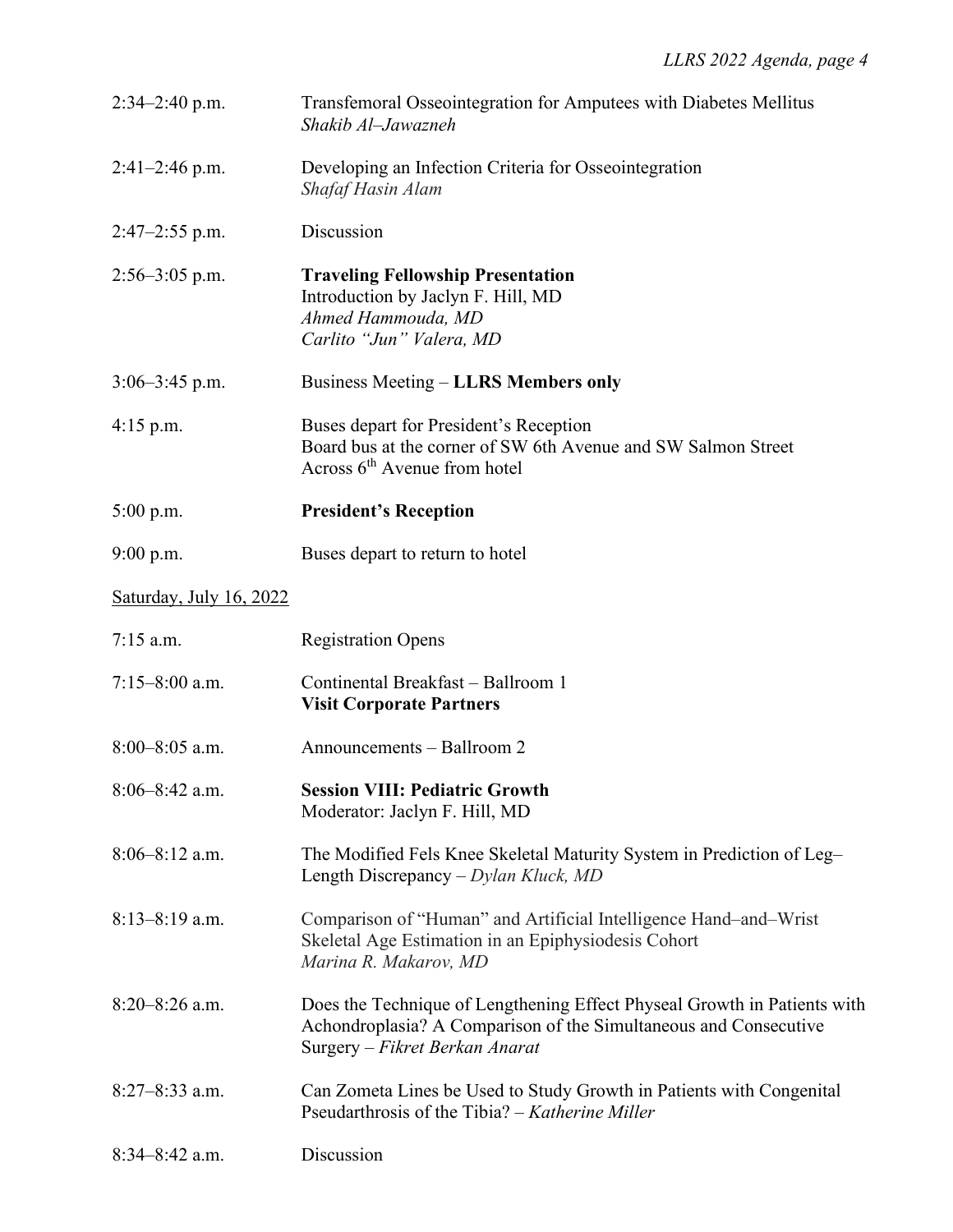| | |
|---|---|
| 2:34–2:40 p.m. | Transfemoral Osseointegration for Amputees with Diabetes Mellitus<br>*Shakib Al–Jawazneh* |
| 2:41–2:46 p.m. | Developing an Infection Criteria for Osseointegration<br>*Shafaf Hasin Alam* |
| 2:47–2:55 p.m. | Discussion |
| 2:56–3:05 p.m. | **Traveling Fellowship Presentation**<br>Introduction by Jaclyn F. Hill, MD<br>*Ahmed Hammouda, MD*<br>*Carlito "Jun" Valera, MD* |
| 3:06–3:45 p.m. | Business Meeting – **LLRS Members only** |
| 4:15 p.m. | Buses depart for President's Reception<br>Board bus at the corner of SW 6th Avenue and SW Salmon Street<br>Across 6th Avenue from hotel |
| 5:00 p.m. | **President's Reception** |
| 9:00 p.m. | Buses depart to return to hotel |

<u>Saturday, July 16, 2022</u>

| | |
|---|---|
| 7:15 a.m. | Registration Opens |
| 7:15–8:00 a.m. | Continental Breakfast – Ballroom 1<br>**Visit Corporate Partners** |
| 8:00–8:05 a.m. | Announcements – Ballroom 2 |
| 8:06–8:42 a.m. | **Session VIII: Pediatric Growth**<br>Moderator: Jaclyn F. Hill, MD |
| 8:06–8:12 a.m. | The Modified Fels Knee Skeletal Maturity System in Prediction of Leg–Length Discrepancy – *Dylan Kluck, MD* |
| 8:13–8:19 a.m. | Comparison of "Human" and Artificial Intelligence Hand–and–Wrist Skeletal Age Estimation in an Epiphysiodesis Cohort<br>*Marina R. Makarov, MD* |
| 8:20–8:26 a.m. | Does the Technique of Lengthening Effect Physeal Growth in Patients with Achondroplasia? A Comparison of the Simultaneous and Consecutive Surgery – *Fikret Berkan Anarat* |
| 8:27–8:33 a.m. | Can Zometa Lines be Used to Study Growth in Patients with Congenital Pseudarthrosis of the Tibia? – *Katherine Miller* |
| 8:34–8:42 a.m. | Discussion |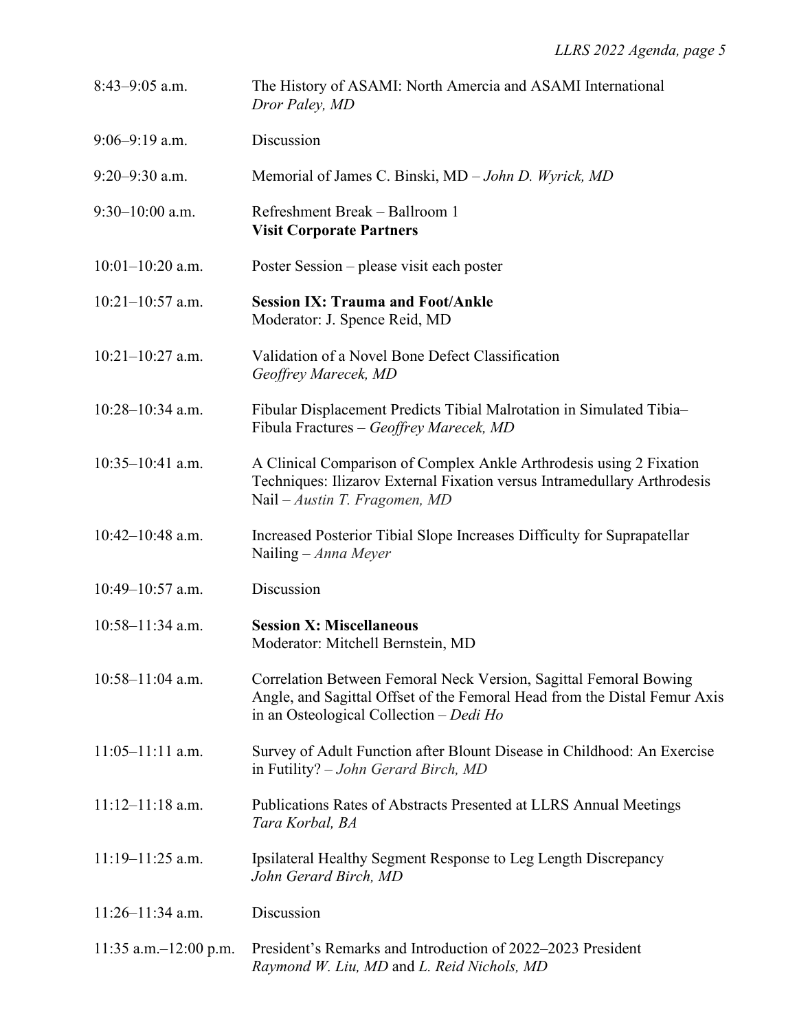| | |
|---|---|
| 8:43–9:05 a.m. | The History of ASAMI: North Amercia and ASAMI International<br>*Dror Paley, MD* |
| 9:06–9:19 a.m. | Discussion |
| 9:20–9:30 a.m. | Memorial of James C. Binski, MD – *John D. Wyrick, MD* |
| 9:30–10:00 a.m. | Refreshment Break – Ballroom 1<br>**Visit Corporate Partners** |
| 10:01–10:20 a.m. | Poster Session – please visit each poster |
| 10:21–10:57 a.m. | **Session IX: Trauma and Foot/Ankle**<br>Moderator: J. Spence Reid, MD |
| 10:21–10:27 a.m. | Validation of a Novel Bone Defect Classification<br>*Geoffrey Marecek, MD* |
| 10:28–10:34 a.m. | Fibular Displacement Predicts Tibial Malrotation in Simulated Tibia–Fibula Fractures – *Geoffrey Marecek, MD* |
| 10:35–10:41 a.m. | A Clinical Comparison of Complex Ankle Arthrodesis using 2 Fixation Techniques: Ilizarov External Fixation versus Intramedullary Arthrodesis Nail – *Austin T. Fragomen, MD* |
| 10:42–10:48 a.m. | Increased Posterior Tibial Slope Increases Difficulty for Suprapatellar Nailing – *Anna Meyer* |
| 10:49–10:57 a.m. | Discussion |
| 10:58–11:34 a.m. | **Session X: Miscellaneous**<br>Moderator: Mitchell Bernstein, MD |
| 10:58–11:04 a.m. | Correlation Between Femoral Neck Version, Sagittal Femoral Bowing Angle, and Sagittal Offset of the Femoral Head from the Distal Femur Axis in an Osteological Collection – *Dedi Ho* |
| 11:05–11:11 a.m. | Survey of Adult Function after Blount Disease in Childhood: An Exercise in Futility? – *John Gerard Birch, MD* |
| 11:12–11:18 a.m. | Publications Rates of Abstracts Presented at LLRS Annual Meetings<br>*Tara Korbal, BA* |
| 11:19–11:25 a.m. | Ipsilateral Healthy Segment Response to Leg Length Discrepancy<br>*John Gerard Birch, MD* |
| 11:26–11:34 a.m. | Discussion |
| 11:35 a.m.–12:00 p.m. | President's Remarks and Introduction of 2022–2023 President<br>*Raymond W. Liu, MD* and *L. Reid Nichols, MD* |